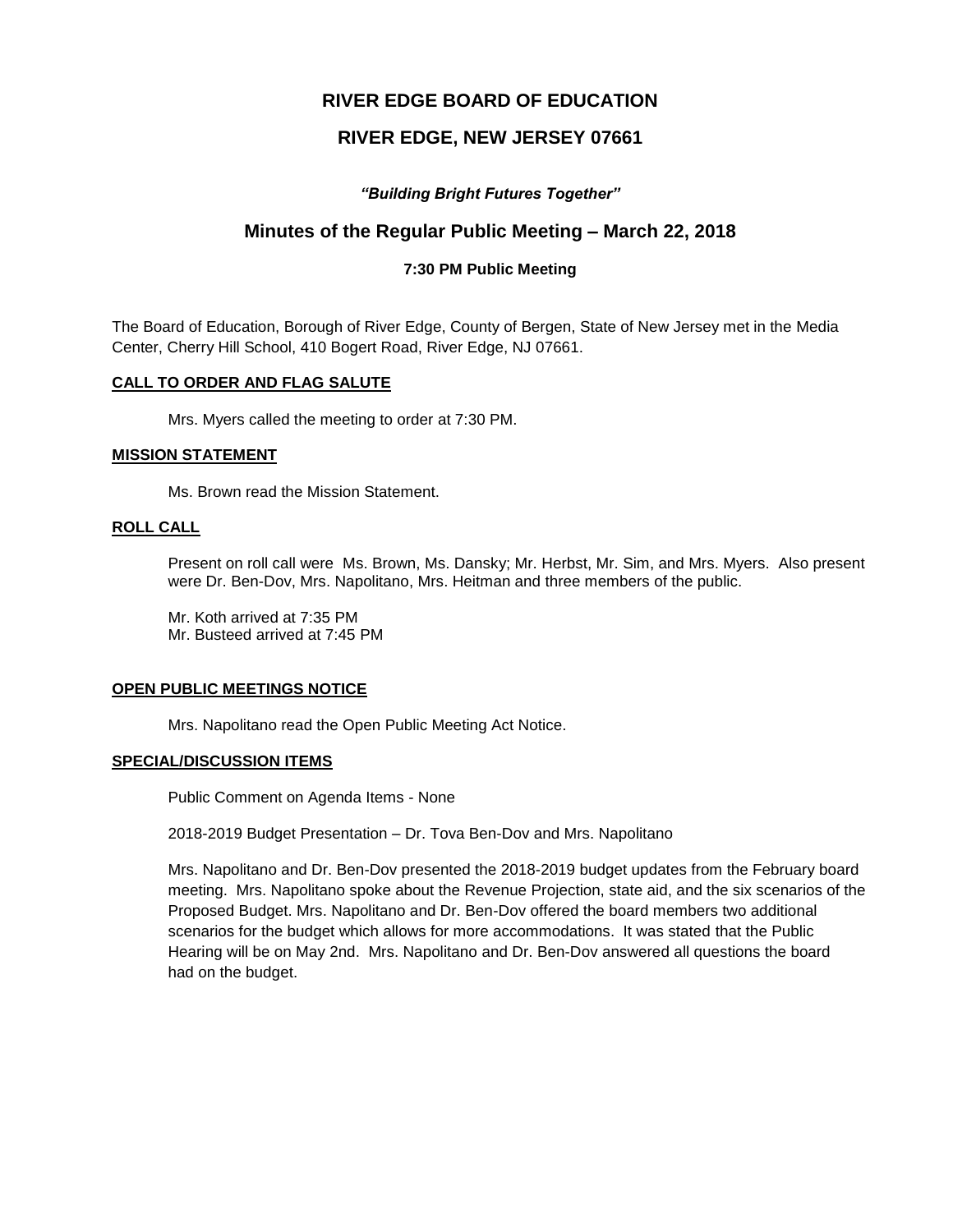# RIVER EDGE BOARD OF EDUCATION

# RIVER EDGE, NEW JERSEY 07661

***"Building Bright Futures Together"***

## Minutes of the Regular Public Meeting – March 22, 2018

**7:30 PM Public Meeting**

The Board of Education, Borough of River Edge, County of Bergen, State of New Jersey met in the Media Center, Cherry Hill School, 410 Bogert Road, River Edge, NJ 07661.

### CALL TO ORDER AND FLAG SALUTE

Mrs. Myers called the meeting to order at 7:30 PM.

### MISSION STATEMENT

Ms. Brown read the Mission Statement.

### ROLL CALL

Present on roll call were Ms. Brown, Ms. Dansky; Mr. Herbst, Mr. Sim, and Mrs. Myers. Also present were Dr. Ben-Dov, Mrs. Napolitano, Mrs. Heitman and three members of the public.

Mr. Koth arrived at 7:35 PM
Mr. Busteed arrived at 7:45 PM

### OPEN PUBLIC MEETINGS NOTICE

Mrs. Napolitano read the Open Public Meeting Act Notice.

### SPECIAL/DISCUSSION ITEMS

Public Comment on Agenda Items - None

2018-2019 Budget Presentation – Dr. Tova Ben-Dov and Mrs. Napolitano

Mrs. Napolitano and Dr. Ben-Dov presented the 2018-2019 budget updates from the February board meeting. Mrs. Napolitano spoke about the Revenue Projection, state aid, and the six scenarios of the Proposed Budget. Mrs. Napolitano and Dr. Ben-Dov offered the board members two additional scenarios for the budget which allows for more accommodations. It was stated that the Public Hearing will be on May 2nd. Mrs. Napolitano and Dr. Ben-Dov answered all questions the board had on the budget.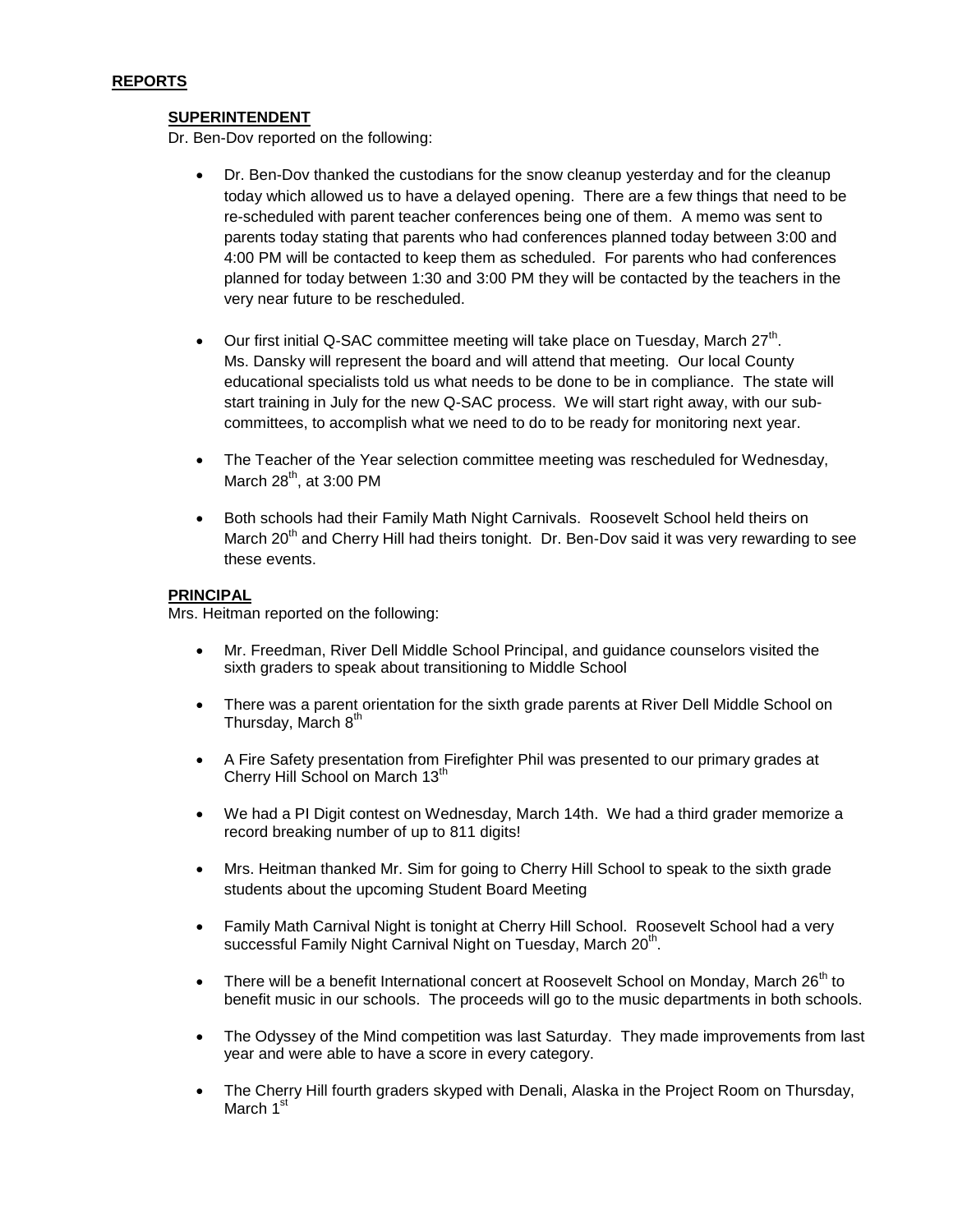## REPORTS

### SUPERINTENDENT

Dr. Ben-Dov reported on the following:

- Dr. Ben-Dov thanked the custodians for the snow cleanup yesterday and for the cleanup today which allowed us to have a delayed opening. There are a few things that need to be re-scheduled with parent teacher conferences being one of them. A memo was sent to parents today stating that parents who had conferences planned today between 3:00 and 4:00 PM will be contacted to keep them as scheduled. For parents who had conferences planned for today between 1:30 and 3:00 PM they will be contacted by the teachers in the very near future to be rescheduled.

- Our first initial Q-SAC committee meeting will take place on Tuesday, March 27th. Ms. Dansky will represent the board and will attend that meeting. Our local County educational specialists told us what needs to be done to be in compliance. The state will start training in July for the new Q-SAC process. We will start right away, with our sub-committees, to accomplish what we need to do to be ready for monitoring next year.

- The Teacher of the Year selection committee meeting was rescheduled for Wednesday, March 28th, at 3:00 PM

- Both schools had their Family Math Night Carnivals. Roosevelt School held theirs on March 20th and Cherry Hill had theirs tonight. Dr. Ben-Dov said it was very rewarding to see these events.

### PRINCIPAL

Mrs. Heitman reported on the following:

- Mr. Freedman, River Dell Middle School Principal, and guidance counselors visited the sixth graders to speak about transitioning to Middle School

- There was a parent orientation for the sixth grade parents at River Dell Middle School on Thursday, March 8th

- A Fire Safety presentation from Firefighter Phil was presented to our primary grades at Cherry Hill School on March 13th

- We had a PI Digit contest on Wednesday, March 14th. We had a third grader memorize a record breaking number of up to 811 digits!

- Mrs. Heitman thanked Mr. Sim for going to Cherry Hill School to speak to the sixth grade students about the upcoming Student Board Meeting

- Family Math Carnival Night is tonight at Cherry Hill School. Roosevelt School had a very successful Family Night Carnival Night on Tuesday, March 20th.

- There will be a benefit International concert at Roosevelt School on Monday, March 26th to benefit music in our schools. The proceeds will go to the music departments in both schools.

- The Odyssey of the Mind competition was last Saturday. They made improvements from last year and were able to have a score in every category.

- The Cherry Hill fourth graders skyped with Denali, Alaska in the Project Room on Thursday, March 1st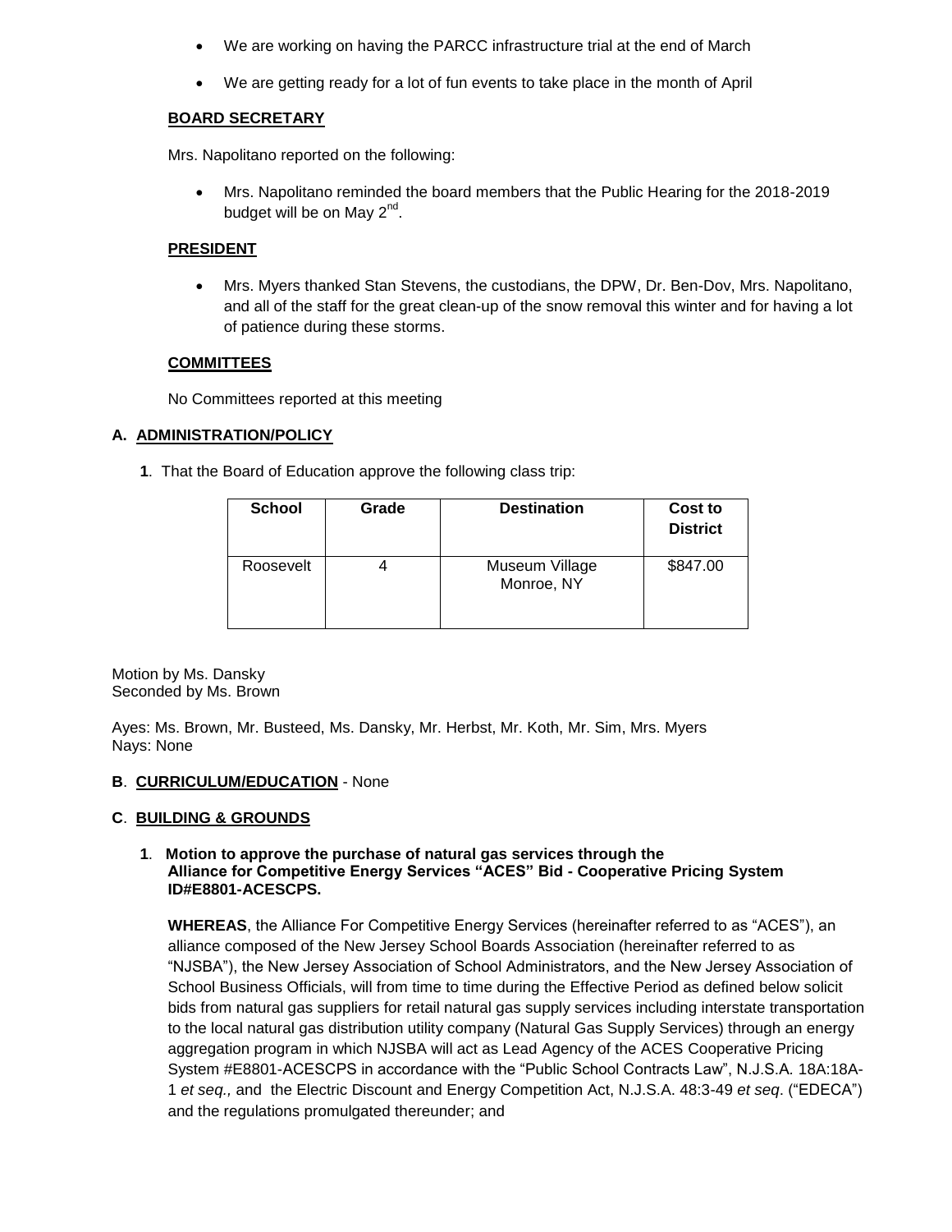- We are working on having the PARCC infrastructure trial at the end of March
- We are getting ready for a lot of fun events to take place in the month of April

**BOARD SECRETARY**

Mrs. Napolitano reported on the following:

- Mrs. Napolitano reminded the board members that the Public Hearing for the 2018-2019 budget will be on May 2nd.

**PRESIDENT**

- Mrs. Myers thanked Stan Stevens, the custodians, the DPW, Dr. Ben-Dov, Mrs. Napolitano, and all of the staff for the great clean-up of the snow removal this winter and for having a lot of patience during these storms.

**COMMITTEES**

No Committees reported at this meeting

**A. ADMINISTRATION/POLICY**

**1**. That the Board of Education approve the following class trip:

| School | Grade | Destination | Cost to District |
|---|---|---|---|
| Roosevelt | 4 | Museum Village Monroe, NY | $847.00 |

Motion by Ms. Dansky
Seconded by Ms. Brown

Ayes: Ms. Brown, Mr. Busteed, Ms. Dansky, Mr. Herbst, Mr. Koth, Mr. Sim, Mrs. Myers
Nays: None

**B**. **CURRICULUM/EDUCATION** - None

**C**. **BUILDING & GROUNDS**

**1**. **Motion to approve the purchase of natural gas services through the Alliance for Competitive Energy Services "ACES" Bid - Cooperative Pricing System ID#E8801-ACESCPS.**

**WHEREAS**, the Alliance For Competitive Energy Services (hereinafter referred to as "ACES"), an alliance composed of the New Jersey School Boards Association (hereinafter referred to as "NJSBA"), the New Jersey Association of School Administrators, and the New Jersey Association of School Business Officials, will from time to time during the Effective Period as defined below solicit bids from natural gas suppliers for retail natural gas supply services including interstate transportation to the local natural gas distribution utility company (Natural Gas Supply Services) through an energy aggregation program in which NJSBA will act as Lead Agency of the ACES Cooperative Pricing System #E8801-ACESCPS in accordance with the "Public School Contracts Law", N.J.S.A. 18A:18A-1 *et seq.,* and the Electric Discount and Energy Competition Act, N.J.S.A. 48:3-49 *et seq*. ("EDECA") and the regulations promulgated thereunder; and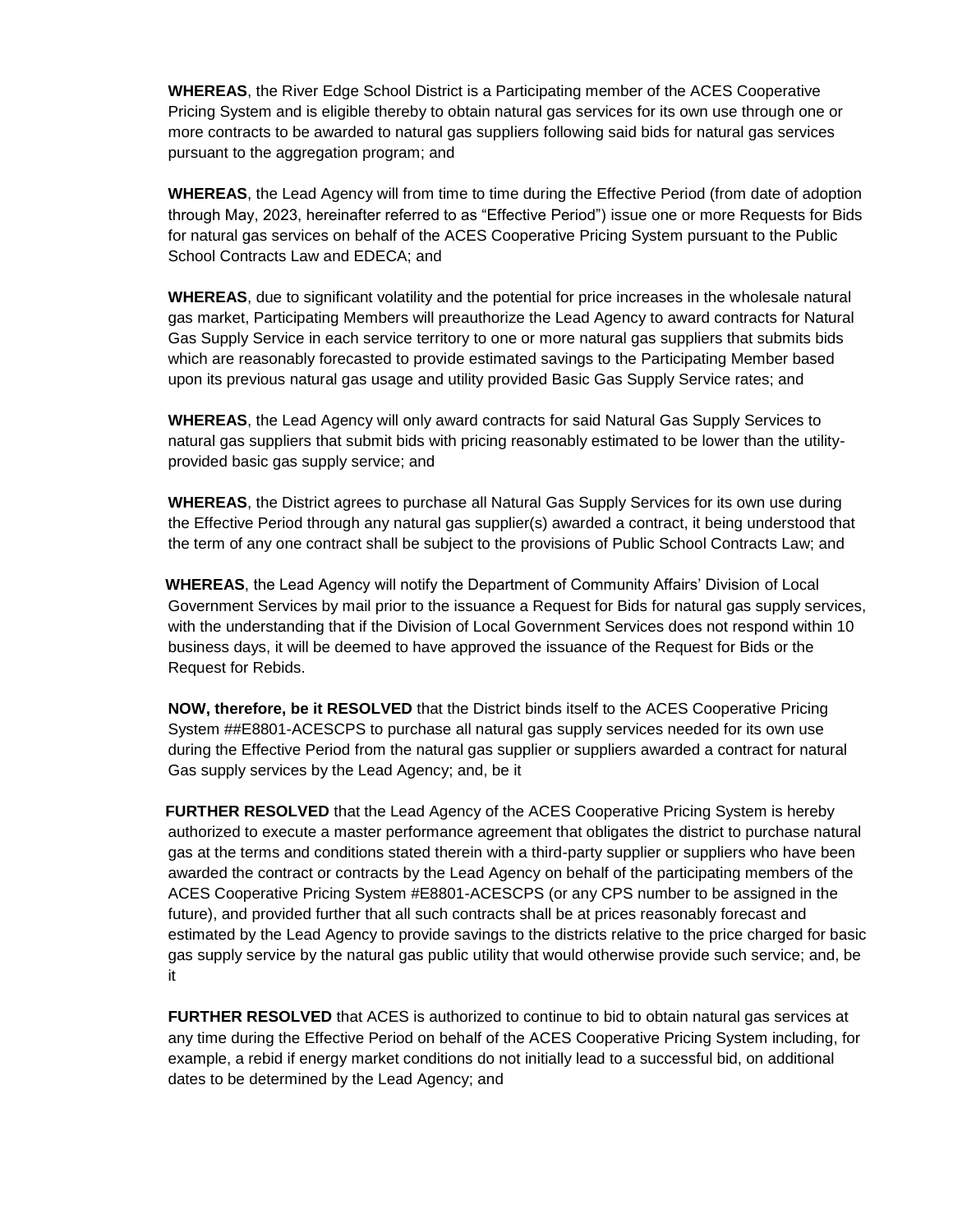**WHEREAS**, the River Edge School District is a Participating member of the ACES Cooperative Pricing System and is eligible thereby to obtain natural gas services for its own use through one or more contracts to be awarded to natural gas suppliers following said bids for natural gas services pursuant to the aggregation program; and

**WHEREAS**, the Lead Agency will from time to time during the Effective Period (from date of adoption through May, 2023, hereinafter referred to as "Effective Period") issue one or more Requests for Bids for natural gas services on behalf of the ACES Cooperative Pricing System pursuant to the Public School Contracts Law and EDECA; and

**WHEREAS**, due to significant volatility and the potential for price increases in the wholesale natural gas market, Participating Members will preauthorize the Lead Agency to award contracts for Natural Gas Supply Service in each service territory to one or more natural gas suppliers that submits bids which are reasonably forecasted to provide estimated savings to the Participating Member based upon its previous natural gas usage and utility provided Basic Gas Supply Service rates; and

**WHEREAS**, the Lead Agency will only award contracts for said Natural Gas Supply Services to natural gas suppliers that submit bids with pricing reasonably estimated to be lower than the utility-provided basic gas supply service; and

**WHEREAS**, the District agrees to purchase all Natural Gas Supply Services for its own use during the Effective Period through any natural gas supplier(s) awarded a contract, it being understood that the term of any one contract shall be subject to the provisions of Public School Contracts Law; and

**WHEREAS**, the Lead Agency will notify the Department of Community Affairs' Division of Local Government Services by mail prior to the issuance a Request for Bids for natural gas supply services, with the understanding that if the Division of Local Government Services does not respond within 10 business days, it will be deemed to have approved the issuance of the Request for Bids or the Request for Rebids.

**NOW, therefore, be it RESOLVED** that the District binds itself to the ACES Cooperative Pricing System ##E8801-ACESCPS to purchase all natural gas supply services needed for its own use during the Effective Period from the natural gas supplier or suppliers awarded a contract for natural Gas supply services by the Lead Agency; and, be it

**FURTHER RESOLVED** that the Lead Agency of the ACES Cooperative Pricing System is hereby authorized to execute a master performance agreement that obligates the district to purchase natural gas at the terms and conditions stated therein with a third-party supplier or suppliers who have been awarded the contract or contracts by the Lead Agency on behalf of the participating members of the ACES Cooperative Pricing System #E8801-ACESCPS (or any CPS number to be assigned in the future), and provided further that all such contracts shall be at prices reasonably forecast and estimated by the Lead Agency to provide savings to the districts relative to the price charged for basic gas supply service by the natural gas public utility that would otherwise provide such service; and, be it

**FURTHER RESOLVED** that ACES is authorized to continue to bid to obtain natural gas services at any time during the Effective Period on behalf of the ACES Cooperative Pricing System including, for example, a rebid if energy market conditions do not initially lead to a successful bid, on additional dates to be determined by the Lead Agency; and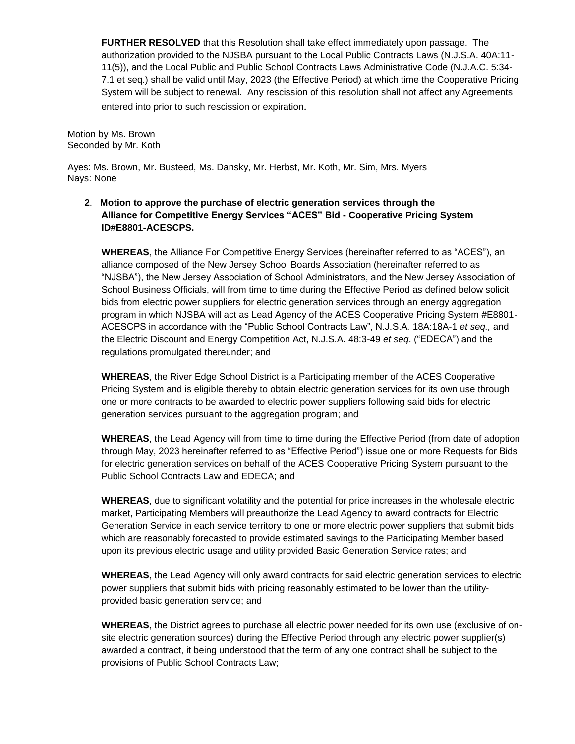**FURTHER RESOLVED** that this Resolution shall take effect immediately upon passage. The authorization provided to the NJSBA pursuant to the Local Public Contracts Laws (N.J.S.A. 40A:11-11(5)), and the Local Public and Public School Contracts Laws Administrative Code (N.J.A.C. 5:34-7.1 et seq.) shall be valid until May, 2023 (the Effective Period) at which time the Cooperative Pricing System will be subject to renewal. Any rescission of this resolution shall not affect any Agreements entered into prior to such rescission or expiration.

Motion by Ms. Brown
Seconded by Mr. Koth

Ayes: Ms. Brown, Mr. Busteed, Ms. Dansky, Mr. Herbst, Mr. Koth, Mr. Sim, Mrs. Myers
Nays: None

**2. Motion to approve the purchase of electric generation services through the Alliance for Competitive Energy Services "ACES" Bid - Cooperative Pricing System ID#E8801-ACESCPS.**

**WHEREAS**, the Alliance For Competitive Energy Services (hereinafter referred to as "ACES"), an alliance composed of the New Jersey School Boards Association (hereinafter referred to as "NJSBA"), the New Jersey Association of School Administrators, and the New Jersey Association of School Business Officials, will from time to time during the Effective Period as defined below solicit bids from electric power suppliers for electric generation services through an energy aggregation program in which NJSBA will act as Lead Agency of the ACES Cooperative Pricing System #E8801-ACESCPS in accordance with the "Public School Contracts Law", N.J.S.A. 18A:18A-1 *et seq.,* and the Electric Discount and Energy Competition Act, N.J.S.A. 48:3-49 *et seq*. ("EDECA") and the regulations promulgated thereunder; and

**WHEREAS**, the River Edge School District is a Participating member of the ACES Cooperative Pricing System and is eligible thereby to obtain electric generation services for its own use through one or more contracts to be awarded to electric power suppliers following said bids for electric generation services pursuant to the aggregation program; and

**WHEREAS**, the Lead Agency will from time to time during the Effective Period (from date of adoption through May, 2023 hereinafter referred to as "Effective Period") issue one or more Requests for Bids for electric generation services on behalf of the ACES Cooperative Pricing System pursuant to the Public School Contracts Law and EDECA; and

**WHEREAS**, due to significant volatility and the potential for price increases in the wholesale electric market, Participating Members will preauthorize the Lead Agency to award contracts for Electric Generation Service in each service territory to one or more electric power suppliers that submit bids which are reasonably forecasted to provide estimated savings to the Participating Member based upon its previous electric usage and utility provided Basic Generation Service rates; and

**WHEREAS**, the Lead Agency will only award contracts for said electric generation services to electric power suppliers that submit bids with pricing reasonably estimated to be lower than the utility-provided basic generation service; and

**WHEREAS**, the District agrees to purchase all electric power needed for its own use (exclusive of on-site electric generation sources) during the Effective Period through any electric power supplier(s) awarded a contract, it being understood that the term of any one contract shall be subject to the provisions of Public School Contracts Law;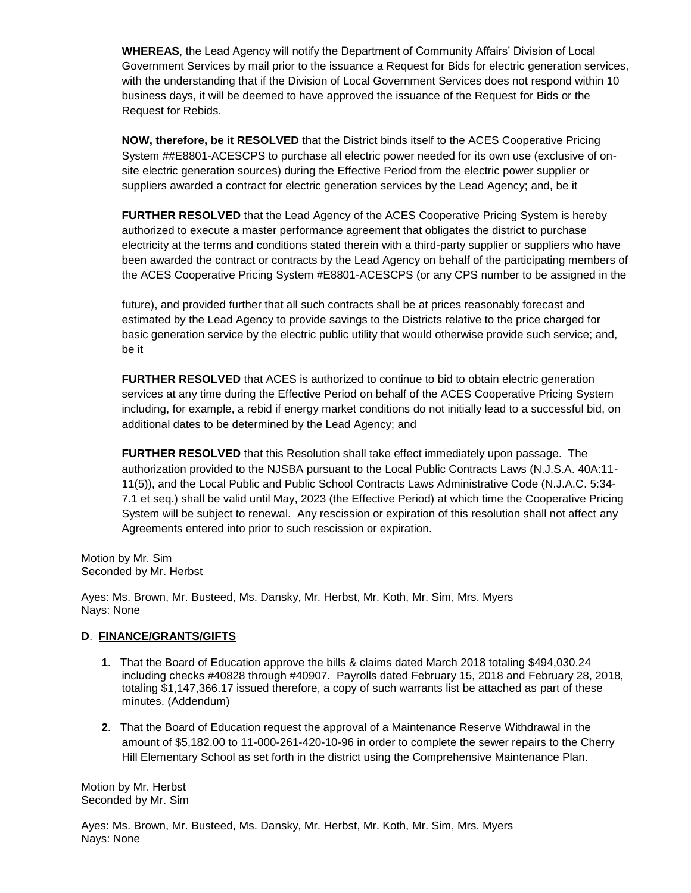**WHEREAS**, the Lead Agency will notify the Department of Community Affairs' Division of Local Government Services by mail prior to the issuance a Request for Bids for electric generation services, with the understanding that if the Division of Local Government Services does not respond within 10 business days, it will be deemed to have approved the issuance of the Request for Bids or the Request for Rebids.

**NOW, therefore, be it RESOLVED** that the District binds itself to the ACES Cooperative Pricing System ##E8801-ACESCPS to purchase all electric power needed for its own use (exclusive of on-site electric generation sources) during the Effective Period from the electric power supplier or suppliers awarded a contract for electric generation services by the Lead Agency; and, be it

**FURTHER RESOLVED** that the Lead Agency of the ACES Cooperative Pricing System is hereby authorized to execute a master performance agreement that obligates the district to purchase electricity at the terms and conditions stated therein with a third-party supplier or suppliers who have been awarded the contract or contracts by the Lead Agency on behalf of the participating members of the ACES Cooperative Pricing System #E8801-ACESCPS (or any CPS number to be assigned in the future), and provided further that all such contracts shall be at prices reasonably forecast and estimated by the Lead Agency to provide savings to the Districts relative to the price charged for basic generation service by the electric public utility that would otherwise provide such service; and, be it

**FURTHER RESOLVED** that ACES is authorized to continue to bid to obtain electric generation services at any time during the Effective Period on behalf of the ACES Cooperative Pricing System including, for example, a rebid if energy market conditions do not initially lead to a successful bid, on additional dates to be determined by the Lead Agency; and

**FURTHER RESOLVED** that this Resolution shall take effect immediately upon passage. The authorization provided to the NJSBA pursuant to the Local Public Contracts Laws (N.J.S.A. 40A:11-11(5)), and the Local Public and Public School Contracts Laws Administrative Code (N.J.A.C. 5:34-7.1 et seq.) shall be valid until May, 2023 (the Effective Period) at which time the Cooperative Pricing System will be subject to renewal. Any rescission or expiration of this resolution shall not affect any Agreements entered into prior to such rescission or expiration.

Motion by Mr. Sim
Seconded by Mr. Herbst

Ayes: Ms. Brown, Mr. Busteed, Ms. Dansky, Mr. Herbst, Mr. Koth, Mr. Sim, Mrs. Myers
Nays: None

**D**. **FINANCE/GRANTS/GIFTS**

**1**. That the Board of Education approve the bills & claims dated March 2018 totaling $494,030.24 including checks #40828 through #40907. Payrolls dated February 15, 2018 and February 28, 2018, totaling $1,147,366.17 issued therefore, a copy of such warrants list be attached as part of these minutes. (Addendum)

**2**. That the Board of Education request the approval of a Maintenance Reserve Withdrawal in the amount of $5,182.00 to 11-000-261-420-10-96 in order to complete the sewer repairs to the Cherry Hill Elementary School as set forth in the district using the Comprehensive Maintenance Plan.

Motion by Mr. Herbst
Seconded by Mr. Sim

Ayes: Ms. Brown, Mr. Busteed, Ms. Dansky, Mr. Herbst, Mr. Koth, Mr. Sim, Mrs. Myers
Nays: None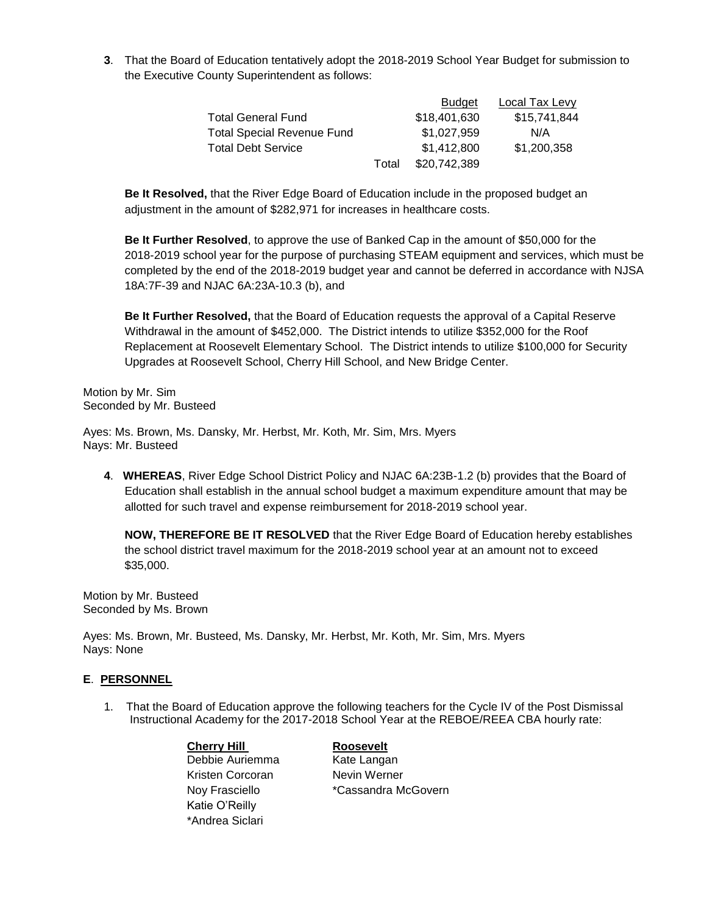**3**. That the Board of Education tentatively adopt the 2018-2019 School Year Budget for submission to the Executive County Superintendent as follows:

| | | Budget | Local Tax Levy |
|---|---|---|---|
| Total General Fund | | $18,401,630 | $15,741,844 |
| Total Special Revenue Fund | | $1,027,959 | N/A |
| Total Debt Service | | $1,412,800 | $1,200,358 |
| | Total | $20,742,389 | |

**Be It Resolved,** that the River Edge Board of Education include in the proposed budget an adjustment in the amount of $282,971 for increases in healthcare costs.

**Be It Further Resolved**, to approve the use of Banked Cap in the amount of $50,000 for the 2018-2019 school year for the purpose of purchasing STEAM equipment and services, which must be completed by the end of the 2018-2019 budget year and cannot be deferred in accordance with NJSA 18A:7F-39 and NJAC 6A:23A-10.3 (b), and

**Be It Further Resolved,** that the Board of Education requests the approval of a Capital Reserve Withdrawal in the amount of $452,000. The District intends to utilize $352,000 for the Roof Replacement at Roosevelt Elementary School. The District intends to utilize $100,000 for Security Upgrades at Roosevelt School, Cherry Hill School, and New Bridge Center.

Motion by Mr. Sim
Seconded by Mr. Busteed

Ayes: Ms. Brown, Ms. Dansky, Mr. Herbst, Mr. Koth, Mr. Sim, Mrs. Myers
Nays: Mr. Busteed

**4**. **WHEREAS**, River Edge School District Policy and NJAC 6A:23B-1.2 (b) provides that the Board of Education shall establish in the annual school budget a maximum expenditure amount that may be allotted for such travel and expense reimbursement for 2018-2019 school year.

**NOW, THEREFORE BE IT RESOLVED** that the River Edge Board of Education hereby establishes the school district travel maximum for the 2018-2019 school year at an amount not to exceed $35,000.

Motion by Mr. Busteed
Seconded by Ms. Brown

Ayes: Ms. Brown, Mr. Busteed, Ms. Dansky, Mr. Herbst, Mr. Koth, Mr. Sim, Mrs. Myers
Nays: None

## **E**. **PERSONNEL**

1. That the Board of Education approve the following teachers for the Cycle IV of the Post Dismissal Instructional Academy for the 2017-2018 School Year at the REBOE/REEA CBA hourly rate:

| **Cherry Hill** | **Roosevelt** |
|---|---|
| Debbie Auriemma | Kate Langan |
| Kristen Corcoran | Nevin Werner |
| Noy Frasciello | *Cassandra McGovern |
| Katie O'Reilly | |
| *Andrea Siclari | |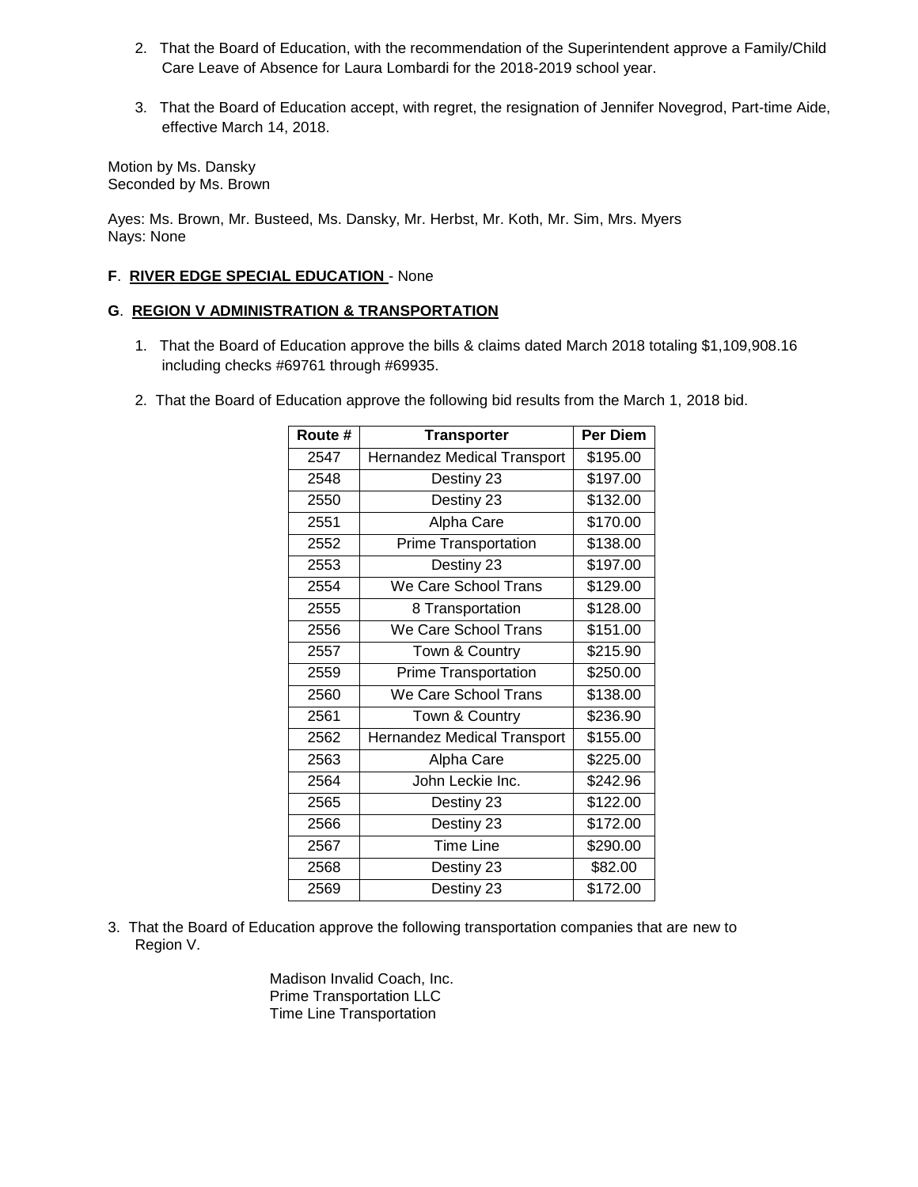2. That the Board of Education, with the recommendation of the Superintendent approve a Family/Child Care Leave of Absence for Laura Lombardi for the 2018-2019 school year.

3. That the Board of Education accept, with regret, the resignation of Jennifer Novegrod, Part-time Aide, effective March 14, 2018.

Motion by Ms. Dansky
Seconded by Ms. Brown

Ayes: Ms. Brown, Mr. Busteed, Ms. Dansky, Mr. Herbst, Mr. Koth, Mr. Sim, Mrs. Myers
Nays: None

**F**. **RIVER EDGE SPECIAL EDUCATION** - None

**G**. **REGION V ADMINISTRATION & TRANSPORTATION**

1. That the Board of Education approve the bills & claims dated March 2018 totaling $1,109,908.16 including checks #69761 through #69935.

2. That the Board of Education approve the following bid results from the March 1, 2018 bid.

| Route # | Transporter | Per Diem |
|---|---|---|
| 2547 | Hernandez Medical Transport | $195.00 |
| 2548 | Destiny 23 | $197.00 |
| 2550 | Destiny 23 | $132.00 |
| 2551 | Alpha Care | $170.00 |
| 2552 | Prime Transportation | $138.00 |
| 2553 | Destiny 23 | $197.00 |
| 2554 | We Care School Trans | $129.00 |
| 2555 | 8 Transportation | $128.00 |
| 2556 | We Care School Trans | $151.00 |
| 2557 | Town & Country | $215.90 |
| 2559 | Prime Transportation | $250.00 |
| 2560 | We Care School Trans | $138.00 |
| 2561 | Town & Country | $236.90 |
| 2562 | Hernandez Medical Transport | $155.00 |
| 2563 | Alpha Care | $225.00 |
| 2564 | John Leckie Inc. | $242.96 |
| 2565 | Destiny 23 | $122.00 |
| 2566 | Destiny 23 | $172.00 |
| 2567 | Time Line | $290.00 |
| 2568 | Destiny 23 | $82.00 |
| 2569 | Destiny 23 | $172.00 |

3. That the Board of Education approve the following transportation companies that are new to Region V.

Madison Invalid Coach, Inc.
Prime Transportation LLC
Time Line Transportation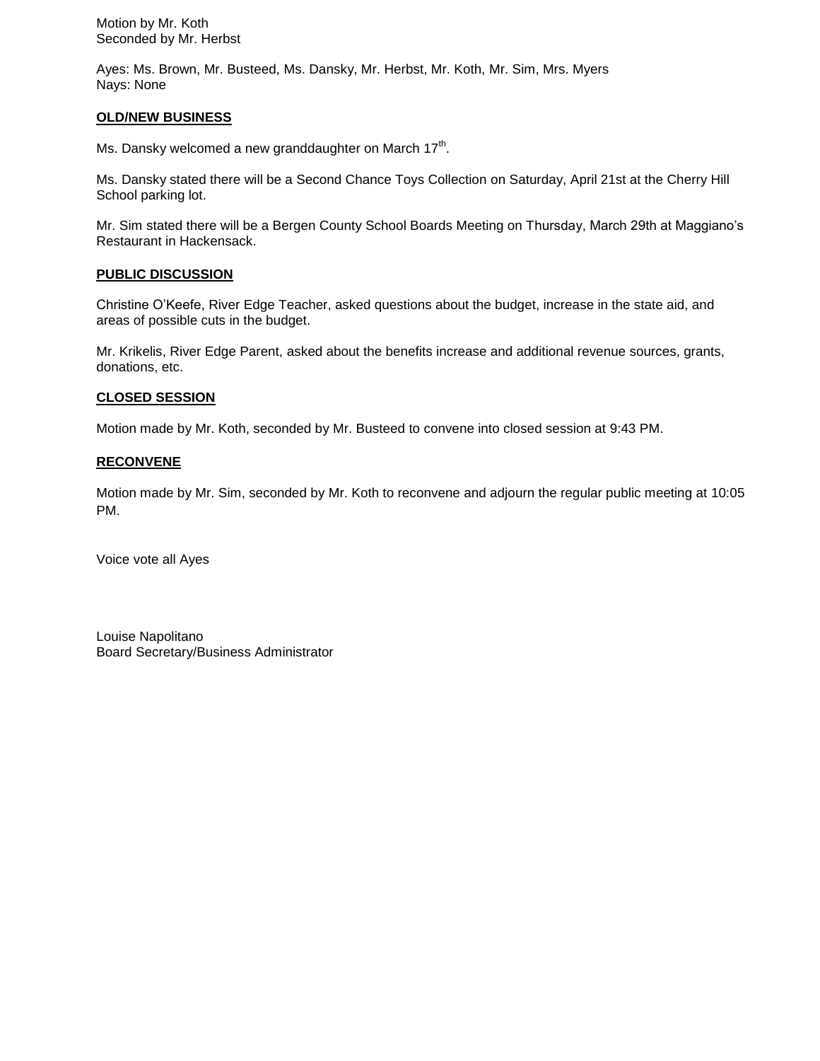Motion by Mr. Koth
Seconded by Mr. Herbst

Ayes: Ms. Brown, Mr. Busteed, Ms. Dansky, Mr. Herbst, Mr. Koth, Mr. Sim, Mrs. Myers
Nays: None

**OLD/NEW BUSINESS**

Ms. Dansky welcomed a new granddaughter on March 17th.

Ms. Dansky stated there will be a Second Chance Toys Collection on Saturday, April 21st at the Cherry Hill School parking lot.

Mr. Sim stated there will be a Bergen County School Boards Meeting on Thursday, March 29th at Maggiano's Restaurant in Hackensack.

**PUBLIC DISCUSSION**

Christine O'Keefe, River Edge Teacher, asked questions about the budget, increase in the state aid, and areas of possible cuts in the budget.

Mr. Krikelis, River Edge Parent, asked about the benefits increase and additional revenue sources, grants, donations, etc.

**CLOSED SESSION**

Motion made by Mr. Koth, seconded by Mr. Busteed to convene into closed session at 9:43 PM.

**RECONVENE**

Motion made by Mr. Sim, seconded by Mr. Koth to reconvene and adjourn the regular public meeting at 10:05 PM.

Voice vote all Ayes

Louise Napolitano
Board Secretary/Business Administrator